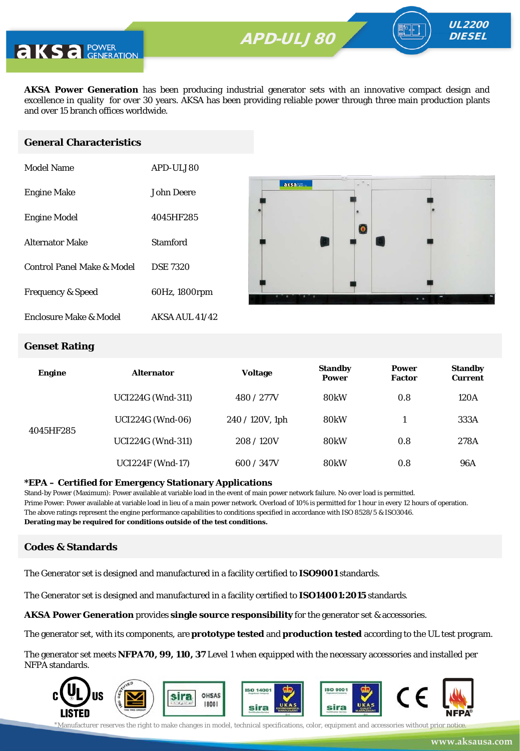# APD-ULJ 80

UL2200 DIESEL

**AKSA Power Generation** has been producing industrial generator sets with an innovative compact design and excellence in quality for over 30 years. AKSA has been providing reliable power through three main production plants and over 15 branch offices worldwide.

## General Characteristics

| | |
|---|---|
| Model Name | APD-ULJ 80 |
| Engine Make | John Deere |
| Engine Model | 4045HF285 |
| Alternator Make | Stamford |
| Control Panel Make & Model | DSE 7320 |
| Frequency & Speed | 60Hz, 1800rpm |
| Enclosure Make & Model | AKSA AUL 41/42 |

## Genset Rating

| Engine | Alternator | Voltage | Standby Power | Power Factor | Standby Current |
|---|---|---|---|---|---|
| 4045HF285 | UCI224G (Wnd-311) | 480 / 277V | 80kW | 0.8 | 120A |
| | UCI224G (Wnd-06) | 240 / 120V, 1ph | 80kW | 1 | 333A |
| | UCI224G (Wnd-311) | 208 / 120V | 80kW | 0.8 | 278A |
| | UCI224F (Wnd-17) | 600 / 347V | 80kW | 0.8 | 96A |

**\*EPA – Certified for Emergency Stationary Applications**

Stand-by Power (Maximum): Power available at variable load in the event of main power network failure. No over load is permitted.
Prime Power: Power available at variable load in lieu of a main power network. Overload of 10% is permitted for 1 hour in every 12 hours of operation.
The above ratings represent the engine performance capabilities to conditions specified in accordance with ISO 8528/5 & ISO3046.
**Derating may be required for conditions outside of the test conditions.**

## Codes & Standards

The Generator set is designed and manufactured in a facility certified to **ISO9001** standards.

The Generator set is designed and manufactured in a facility certified to **ISO14001:2015** standards.

**AKSA Power Generation** provides **single source responsibility** for the generator set & accessories.

The generator set, with its components, are **prototype tested** and **production tested** according to the UL test program.

The generator set meets **NFPA70, 99, 110, 37** Level 1 when equipped with the necessary accessories and installed per NFPA standards.

*Manufacturer reserves the right to make changes in model, technical specifications, color, equipment and accessories without prior notice.

www.aksausa.com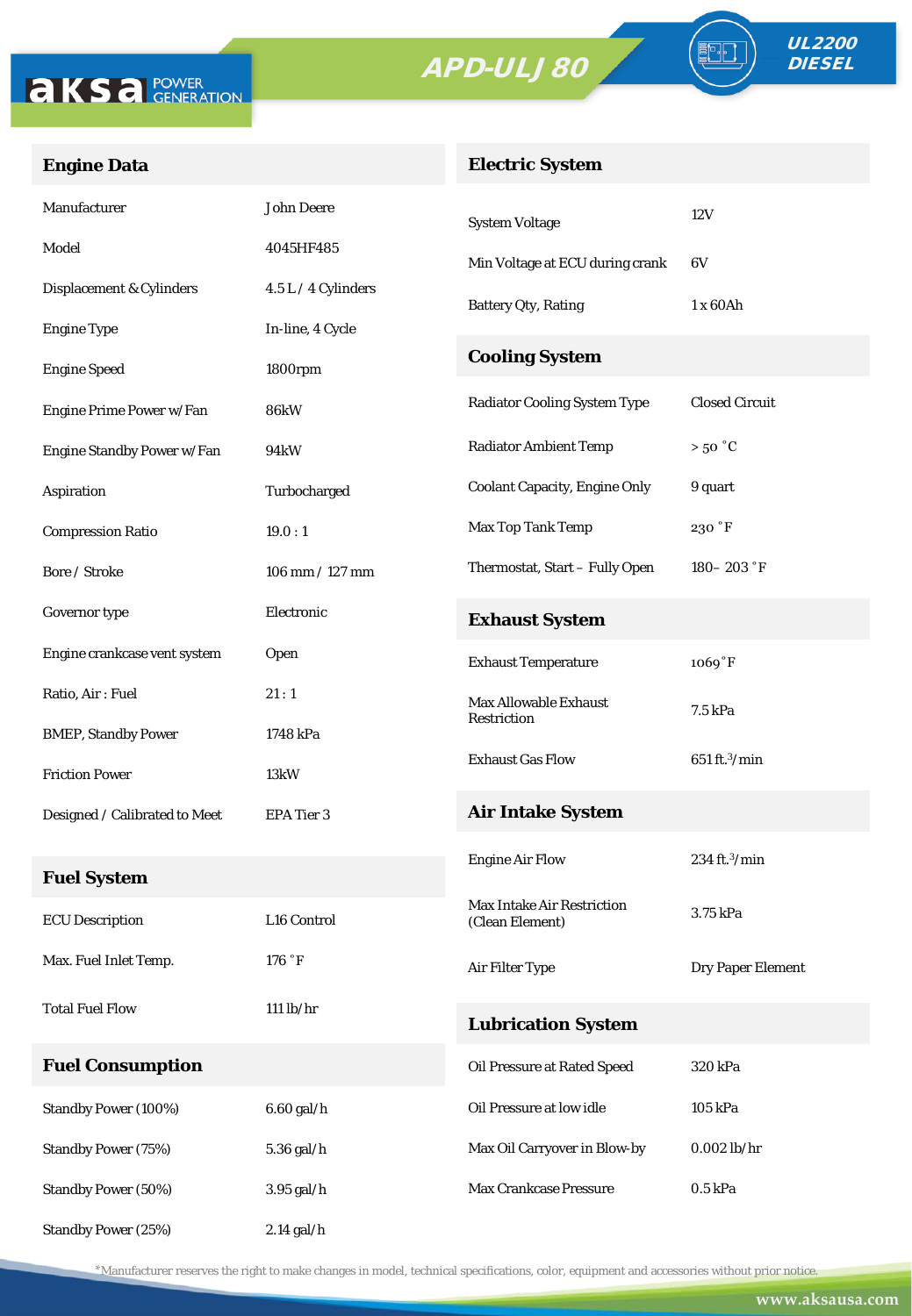# APD-ULJ 80

UL2200 DIESEL

## Engine Data

| | |
|---|---|
| Manufacturer | John Deere |
| Model | 4045HF485 |
| Displacement & Cylinders | 4.5 L / 4 Cylinders |
| Engine Type | In-line, 4 Cycle |
| Engine Speed | 1800rpm |
| Engine Prime Power w/Fan | 86kW |
| Engine Standby Power w/Fan | 94kW |
| Aspiration | Turbocharged |
| Compression Ratio | 19.0 : 1 |
| Bore / Stroke | 106 mm / 127 mm |
| Governor type | Electronic |
| Engine crankcase vent system | Open |
| Ratio, Air : Fuel | 21 : 1 |
| BMEP, Standby Power | 1748 kPa |
| Friction Power | 13kW |
| Designed / Calibrated to Meet | EPA Tier 3 |

## Fuel System

| | |
|---|---|
| ECU Description | L16 Control |
| Max. Fuel Inlet Temp. | 176 °F |
| Total Fuel Flow | 111 lb/hr |

## Fuel Consumption

| | |
|---|---|
| Standby Power (100%) | 6.60 gal/h |
| Standby Power (75%) | 5.36 gal/h |
| Standby Power (50%) | 3.95 gal/h |
| Standby Power (25%) | 2.14 gal/h |

## Electric System

| | |
|---|---|
| System Voltage | 12V |
| Min Voltage at ECU during crank | 6V |
| Battery Qty, Rating | 1 x 60Ah |

## Cooling System

| | |
|---|---|
| Radiator Cooling System Type | Closed Circuit |
| Radiator Ambient Temp | > 50 °C |
| Coolant Capacity, Engine Only | 9 quart |
| Max Top Tank Temp | 230 °F |
| Thermostat, Start – Fully Open | 180– 203 °F |

## Exhaust System

| | |
|---|---|
| Exhaust Temperature | 1069 °F |
| Max Allowable Exhaust Restriction | 7.5 kPa |
| Exhaust Gas Flow | 651 ft.$^3$/min |

## Air Intake System

| | |
|---|---|
| Engine Air Flow | 234 ft.$^3$/min |
| Max Intake Air Restriction (Clean Element) | 3.75 kPa |
| Air Filter Type | Dry Paper Element |

## Lubrication System

| | |
|---|---|
| Oil Pressure at Rated Speed | 320 kPa |
| Oil Pressure at low idle | 105 kPa |
| Max Oil Carryover in Blow-by | 0.002 lb/hr |
| Max Crankcase Pressure | 0.5 kPa |

*Manufacturer reserves the right to make changes in model, technical specifications, color, equipment and accessories without prior notice.

www.aksausa.com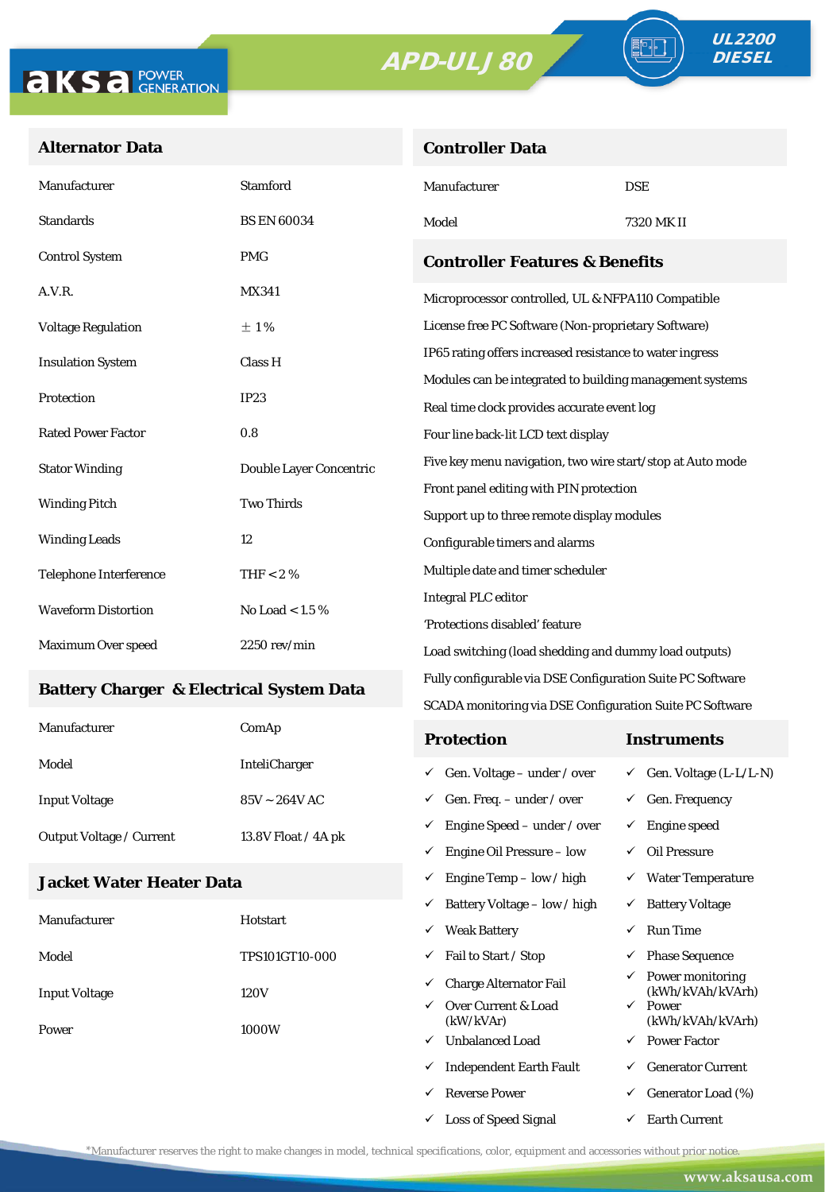# APD-ULJ 80

**UL2200 DIESEL**

## Alternator Data

| | |
|---|---|
| Manufacturer | Stamford |
| Standards | BS EN 60034 |
| Control System | PMG |
| A.V.R. | MX341 |
| Voltage Regulation | ± 1 % |
| Insulation System | Class H |
| Protection | IP23 |
| Rated Power Factor | 0.8 |
| Stator Winding | Double Layer Concentric |
| Winding Pitch | Two Thirds |
| Winding Leads | 12 |
| Telephone Interference | THF < 2 % |
| Waveform Distortion | No Load < 1.5 % |
| Maximum Over speed | 2250 rev/min |

## Battery Charger & Electrical System Data

| | |
|---|---|
| Manufacturer | ComAp |
| Model | InteliCharger |
| Input Voltage | 85V ~ 264V AC |
| Output Voltage / Current | 13.8V Float / 4A pk |

## Jacket Water Heater Data

| | |
|---|---|
| Manufacturer | Hotstart |
| Model | TPS101GT10-000 |
| Input Voltage | 120V |
| Power | 1000W |

## Controller Data

| | |
|---|---|
| Manufacturer | DSE |
| Model | 7320 MK II |

## Controller Features & Benefits

Microprocessor controlled, UL & NFPA110 Compatible
License free PC Software (Non-proprietary Software)
IP65 rating offers increased resistance to water ingress
Modules can be integrated to building management systems
Real time clock provides accurate event log
Four line back-lit LCD text display
Five key menu navigation, two wire start/stop at Auto mode
Front panel editing with PIN protection
Support up to three remote display modules
Configurable timers and alarms
Multiple date and timer scheduler
Integral PLC editor
'Protections disabled' feature
Load switching (load shedding and dummy load outputs)
Fully configurable via DSE Configuration Suite PC Software
SCADA monitoring via DSE Configuration Suite PC Software

| Protection | Instruments |
|---|---|
| ✓ Gen. Voltage – under / over | ✓ Gen. Voltage (L-L/L-N) |
| ✓ Gen. Freq. – under / over | ✓ Gen. Frequency |
| ✓ Engine Speed – under / over | ✓ Engine speed |
| ✓ Engine Oil Pressure – low | ✓ Oil Pressure |
| ✓ Engine Temp – low / high | ✓ Water Temperature |
| ✓ Battery Voltage – low / high | ✓ Battery Voltage |
| ✓ Weak Battery | ✓ Run Time |
| ✓ Fail to Start / Stop | ✓ Phase Sequence |
| ✓ Charge Alternator Fail | ✓ Power monitoring (kWh/kVAh/kVArh) |
| ✓ Over Current & Load (kW/kVAr) | ✓ Power (kWh/kVAh/kVArh) |
| ✓ Unbalanced Load | ✓ Power Factor |
| ✓ Independent Earth Fault | ✓ Generator Current |
| ✓ Reverse Power | ✓ Generator Load (%) |
| ✓ Loss of Speed Signal | ✓ Earth Current |

*Manufacturer reserves the right to make changes in model, technical specifications, color, equipment and accessories without prior notice.

www.aksausa.com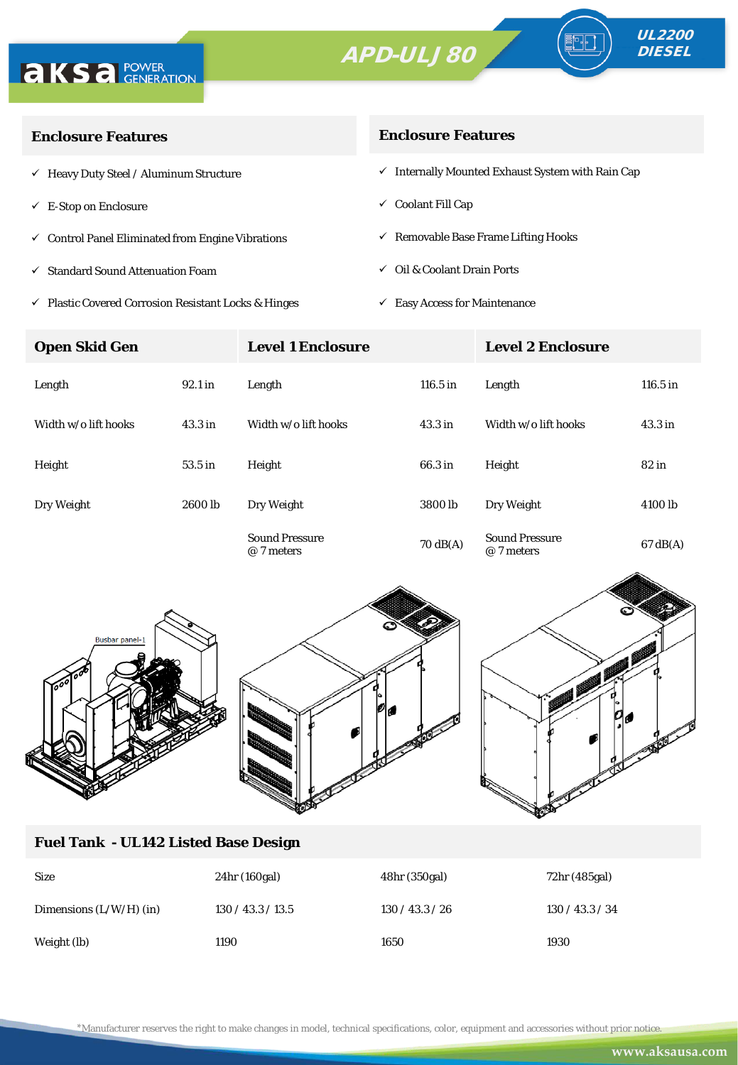# APD-ULJ 80

UL2200 DIESEL

## Enclosure Features

- ✓ Heavy Duty Steel / Aluminum Structure
- ✓ E-Stop on Enclosure
- ✓ Control Panel Eliminated from Engine Vibrations
- ✓ Standard Sound Attenuation Foam
- ✓ Plastic Covered Corrosion Resistant Locks & Hinges

## Enclosure Features

- ✓ Internally Mounted Exhaust System with Rain Cap
- ✓ Coolant Fill Cap
- ✓ Removable Base Frame Lifting Hooks
- ✓ Oil & Coolant Drain Ports
- ✓ Easy Access for Maintenance

| Open Skid Gen | | Level 1 Enclosure | | Level 2 Enclosure | |
|---|---|---|---|---|---|
| Length | 92.1 in | Length | 116.5 in | Length | 116.5 in |
| Width w/o lift hooks | 43.3 in | Width w/o lift hooks | 43.3 in | Width w/o lift hooks | 43.3 in |
| Height | 53.5 in | Height | 66.3 in | Height | 82 in |
| Dry Weight | 2600 lb | Dry Weight | 3800 lb | Dry Weight | 4100 lb |
| | | Sound Pressure @ 7 meters | 70 dB(A) | Sound Pressure @ 7 meters | 67 dB(A) |

## Fuel Tank - UL142 Listed Base Design

| Size | 24hr (160gal) | 48hr (350gal) | 72hr (485gal) |
|---|---|---|---|
| Dimensions (L/W/H) (in) | 130 / 43.3 / 13.5 | 130 / 43.3 / 26 | 130 / 43.3 / 34 |
| Weight (lb) | 1190 | 1650 | 1930 |

*Manufacturer reserves the right to make changes in model, technical specifications, color, equipment and accessories without prior notice.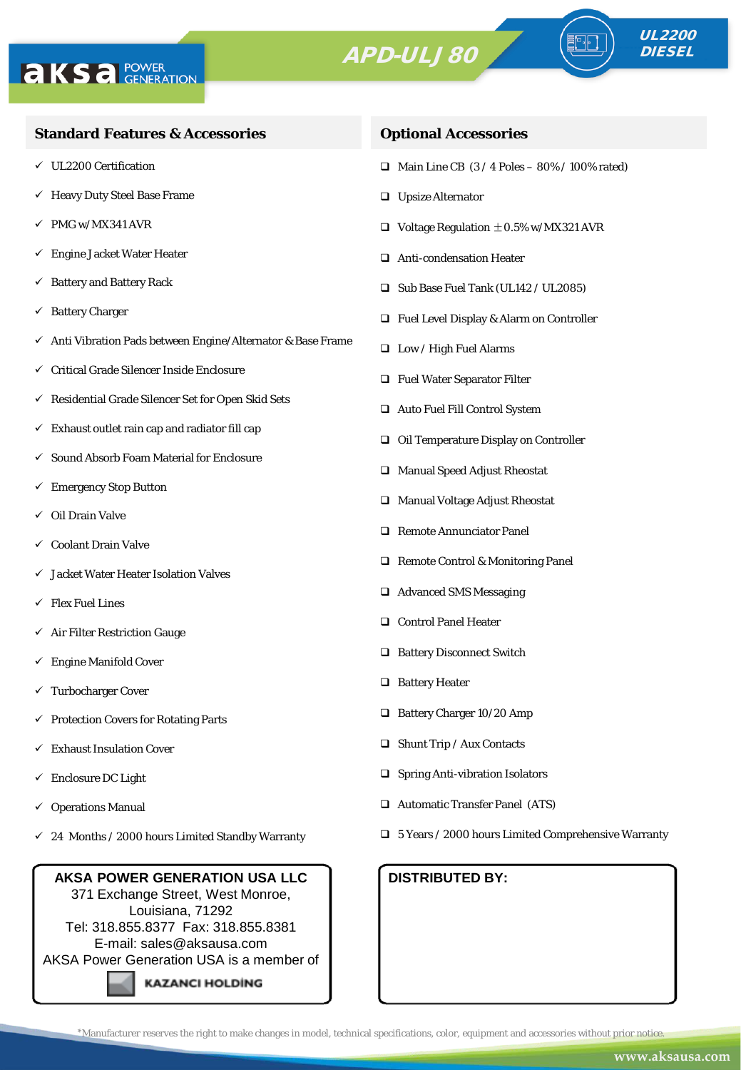aksa POWER GENERATION

APD-ULJ 80

UL2200 DIESEL

## Standard Features & Accessories

- ✓ UL2200 Certification
- ✓ Heavy Duty Steel Base Frame
- ✓ PMG w/ MX341 AVR
- ✓ Engine Jacket Water Heater
- ✓ Battery and Battery Rack
- ✓ Battery Charger
- ✓ Anti Vibration Pads between Engine/Alternator & Base Frame
- ✓ Critical Grade Silencer Inside Enclosure
- ✓ Residential Grade Silencer Set for Open Skid Sets
- ✓ Exhaust outlet rain cap and radiator fill cap
- ✓ Sound Absorb Foam Material for Enclosure
- ✓ Emergency Stop Button
- ✓ Oil Drain Valve
- ✓ Coolant Drain Valve
- ✓ Jacket Water Heater Isolation Valves
- ✓ Flex Fuel Lines
- ✓ Air Filter Restriction Gauge
- ✓ Engine Manifold Cover
- ✓ Turbocharger Cover
- ✓ Protection Covers for Rotating Parts
- ✓ Exhaust Insulation Cover
- ✓ Enclosure DC Light
- ✓ Operations Manual
- ✓ 24 Months / 2000 hours Limited Standby Warranty

## Optional Accessories

- ❑ Main Line CB (3 / 4 Poles – 80% / 100% rated)
- ❑ Upsize Alternator
- ❑ Voltage Regulation ± 0.5% w/ MX321 AVR
- ❑ Anti-condensation Heater
- ❑ Sub Base Fuel Tank (UL142 / UL2085)
- ❑ Fuel Level Display & Alarm on Controller
- ❑ Low / High Fuel Alarms
- ❑ Fuel Water Separator Filter
- ❑ Auto Fuel Fill Control System
- ❑ Oil Temperature Display on Controller
- ❑ Manual Speed Adjust Rheostat
- ❑ Manual Voltage Adjust Rheostat
- ❑ Remote Annunciator Panel
- ❑ Remote Control & Monitoring Panel
- ❑ Advanced SMS Messaging
- ❑ Control Panel Heater
- ❑ Battery Disconnect Switch
- ❑ Battery Heater
- ❑ Battery Charger 10/20 Amp
- ❑ Shunt Trip / Aux Contacts
- ❑ Spring Anti-vibration Isolators
- ❑ Automatic Transfer Panel (ATS)
- ❑ 5 Years / 2000 hours Limited Comprehensive Warranty

**AKSA POWER GENERATION USA LLC**
371 Exchange Street, West Monroe,
Louisiana, 71292
Tel: 318.855.8377 Fax: 318.855.8381
E-mail: sales@aksausa.com
AKSA Power Generation USA is a member of
KAZANCI HOLDİNG

**DISTRIBUTED BY:**

*Manufacturer reserves the right to make changes in model, technical specifications, color, equipment and accessories without prior notice.

www.aksausa.com